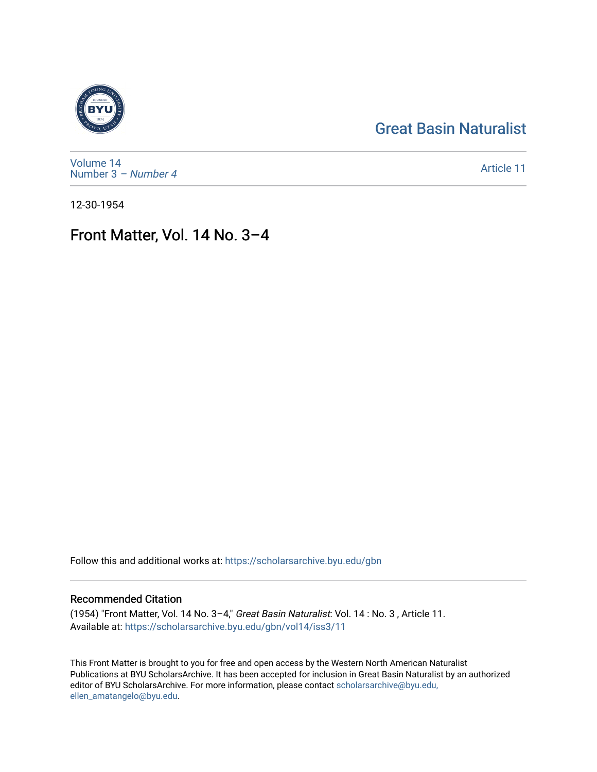Great Basin Naturalist

Volume 14
Number 3 – *Number 4*

Article 11

12-30-1954

# Front Matter, Vol. 14 No. 3–4

Follow this and additional works at: https://scholarsarchive.byu.edu/gbn

## Recommended Citation

(1954) "Front Matter, Vol. 14 No. 3–4," *Great Basin Naturalist*: Vol. 14 : No. 3 , Article 11.
Available at: https://scholarsarchive.byu.edu/gbn/vol14/iss3/11

This Front Matter is brought to you for free and open access by the Western North American Naturalist Publications at BYU ScholarsArchive. It has been accepted for inclusion in Great Basin Naturalist by an authorized editor of BYU ScholarsArchive. For more information, please contact scholarsarchive@byu.edu, ellen_amatangelo@byu.edu.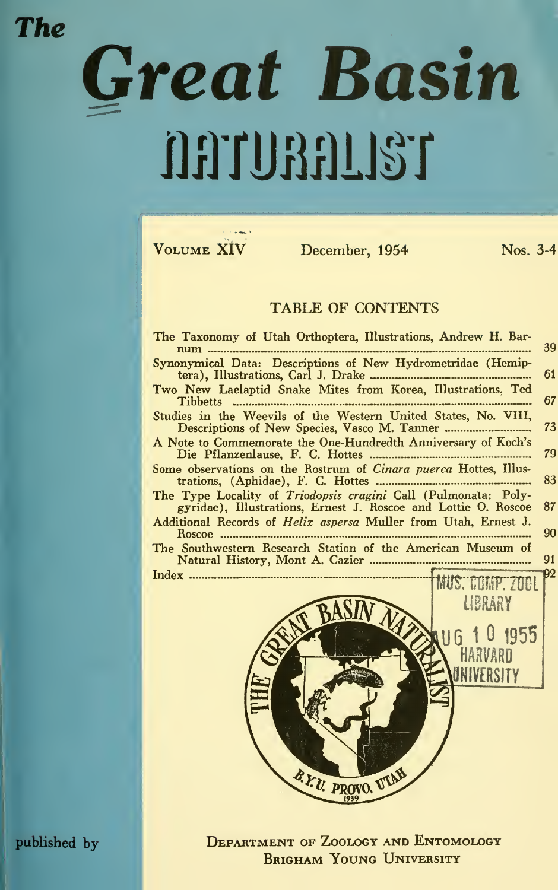# The Great Basin NATURALIST

VOLUME XIV December, 1954 Nos. 3-4

## TABLE OF CONTENTS

| | |
|---|---|
| The Taxonomy of Utah Orthoptera, Illustrations, Andrew H. Barnum | 39 |
| Synonymical Data: Descriptions of New Hydrometridae (Hemiptera), Illustrations, Carl J. Drake | 61 |
| Two New Laelaptid Snake Mites from Korea, Illustrations, Ted Tibbetts | 67 |
| Studies in the Weevils of the Western United States, No. VIII, Descriptions of New Species, Vasco M. Tanner | 73 |
| A Note to Commemorate the One-Hundredth Anniversary of Koch's Die Pflanzenlause, F. C. Hottes | 79 |
| Some observations on the Rostrum of *Cinara puerca* Hottes, Illustrations, (Aphidae), F. C. Hottes | 83 |
| The Type Locality of *Triodopsis cragini* Call (Pulmonata: Polygyridae), Illustrations, Ernest J. Roscoe and Lottie O. Roscoe | 87 |
| Additional Records of *Helix aspersa* Muller from Utah, Ernest J. Roscoe | 90 |
| The Southwestern Research Station of the American Museum of Natural History, Mont A. Cazier | 91 |
| Index | 92 |

MUS. COMP. ZOOL LIBRARY AUG 10 1955 HARVARD UNIVERSITY

THE GREAT BASIN NATURALIST B.Y.U. PROVO, UTAH 1939

published by DEPARTMENT OF ZOOLOGY AND ENTOMOLOGY BRIGHAM YOUNG UNIVERSITY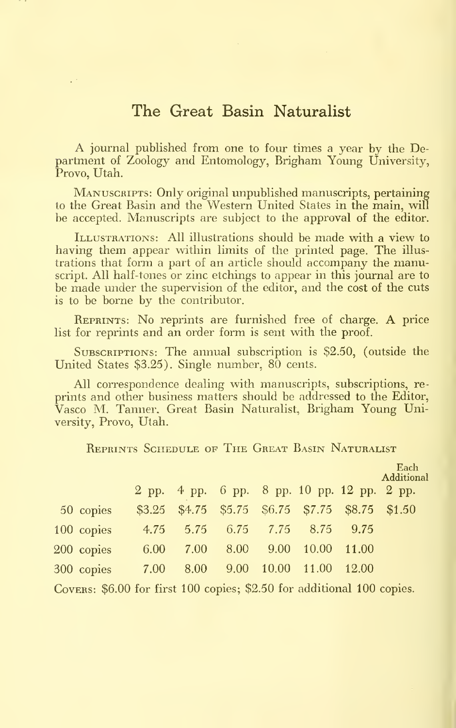# The Great Basin Naturalist

A journal published from one to four times a year by the Department of Zoology and Entomology, Brigham Young University, Provo, Utah.

MANUSCRIPTS: Only original unpublished manuscripts, pertaining to the Great Basin and the Western United States in the main, will be accepted. Manuscripts are subject to the approval of the editor.

ILLUSTRATIONS: All illustrations should be made with a view to having them appear within limits of the printed page. The illustrations that form a part of an article should accompany the manuscript. All half-tones or zinc etchings to appear in this journal are to be made under the supervision of the editor, and the cost of the cuts is to be borne by the contributor.

REPRINTS: No reprints are furnished free of charge. A price list for reprints and an order form is sent with the proof.

SUBSCRIPTIONS: The annual subscription is \$2.50, (outside the United States \$3.25). Single number, 80 cents.

All correspondence dealing with manuscripts, subscriptions, reprints and other business matters should be addressed to the Editor, Vasco M. Tanner, Great Basin Naturalist, Brigham Young University, Provo, Utah.

REPRINTS SCHEDULE OF THE GREAT BASIN NATURALIST

| | 2 pp. | 4 pp. | 6 pp. | 8 pp. | 10 pp. | 12 pp. | Each Additional 2 pp. |
|---|---|---|---|---|---|---|---|
| 50 copies | \$3.25 | \$4.75 | \$5.75 | \$6.75 | \$7.75 | \$8.75 | \$1.50 |
| 100 copies | 4.75 | 5.75 | 6.75 | 7.75 | 8.75 | 9.75 | |
| 200 copies | 6.00 | 7.00 | 8.00 | 9.00 | 10.00 | 11.00 | |
| 300 copies | 7.00 | 8.00 | 9.00 | 10.00 | 11.00 | 12.00 | |

COVERS: \$6.00 for first 100 copies; \$2.50 for additional 100 copies.